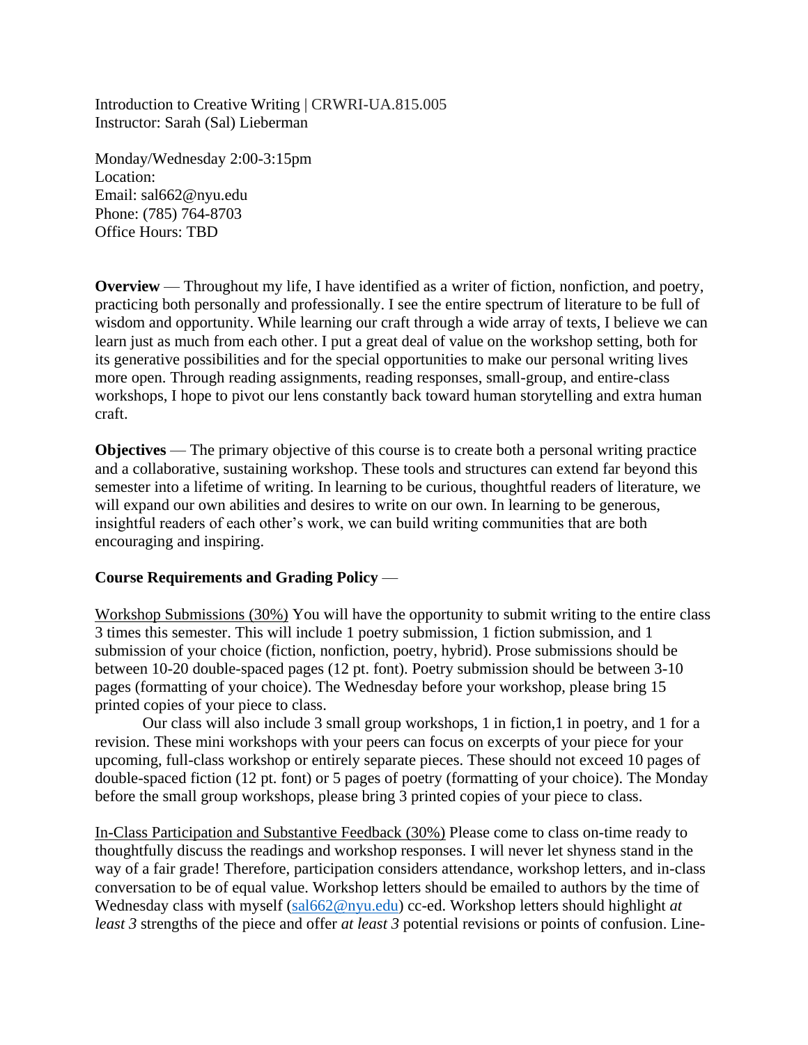Introduction to Creative Writing | CRWRI-UA.815.005
Instructor: Sarah (Sal) Lieberman

Monday/Wednesday 2:00-3:15pm
Location:
Email: sal662@nyu.edu
Phone: (785) 764-8703
Office Hours: TBD

**Overview** — Throughout my life, I have identified as a writer of fiction, nonfiction, and poetry, practicing both personally and professionally. I see the entire spectrum of literature to be full of wisdom and opportunity. While learning our craft through a wide array of texts, I believe we can learn just as much from each other. I put a great deal of value on the workshop setting, both for its generative possibilities and for the special opportunities to make our personal writing lives more open. Through reading assignments, reading responses, small-group, and entire-class workshops, I hope to pivot our lens constantly back toward human storytelling and extra human craft.

**Objectives** — The primary objective of this course is to create both a personal writing practice and a collaborative, sustaining workshop. These tools and structures can extend far beyond this semester into a lifetime of writing. In learning to be curious, thoughtful readers of literature, we will expand our own abilities and desires to write on our own. In learning to be generous, insightful readers of each other's work, we can build writing communities that are both encouraging and inspiring.

**Course Requirements and Grading Policy** —

<u>Workshop Submissions (30%)</u> You will have the opportunity to submit writing to the entire class 3 times this semester. This will include 1 poetry submission, 1 fiction submission, and 1 submission of your choice (fiction, nonfiction, poetry, hybrid). Prose submissions should be between 10-20 double-spaced pages (12 pt. font). Poetry submission should be between 3-10 pages (formatting of your choice). The Wednesday before your workshop, please bring 15 printed copies of your piece to class.

Our class will also include 3 small group workshops, 1 in fiction,1 in poetry, and 1 for a revision. These mini workshops with your peers can focus on excerpts of your piece for your upcoming, full-class workshop or entirely separate pieces. These should not exceed 10 pages of double-spaced fiction (12 pt. font) or 5 pages of poetry (formatting of your choice). The Monday before the small group workshops, please bring 3 printed copies of your piece to class.

<u>In-Class Participation and Substantive Feedback (30%)</u> Please come to class on-time ready to thoughtfully discuss the readings and workshop responses. I will never let shyness stand in the way of a fair grade! Therefore, participation considers attendance, workshop letters, and in-class conversation to be of equal value. Workshop letters should be emailed to authors by the time of Wednesday class with myself (sal662@nyu.edu) cc-ed. Workshop letters should highlight *at least 3* strengths of the piece and offer *at least 3* potential revisions or points of confusion. Line-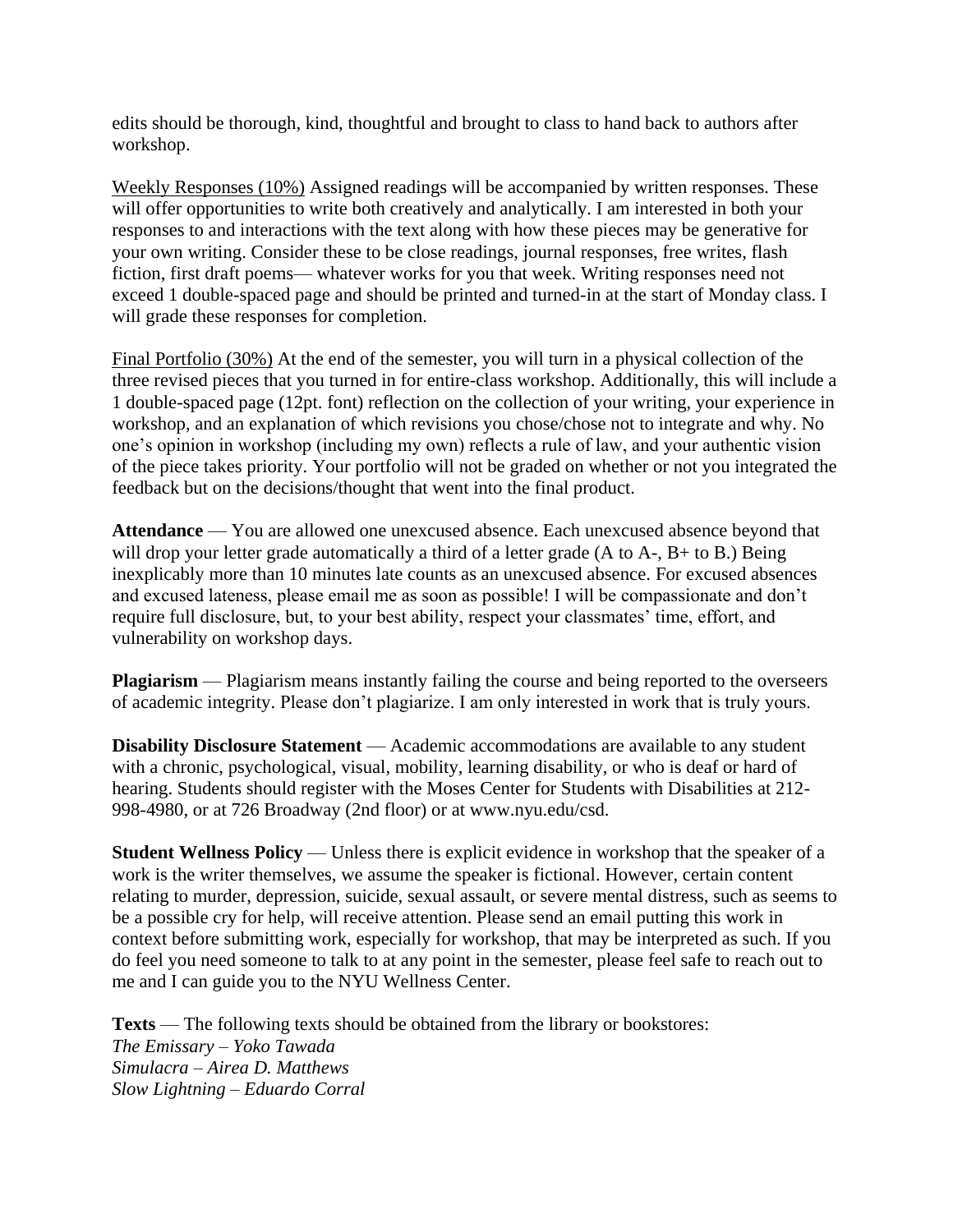edits should be thorough, kind, thoughtful and brought to class to hand back to authors after workshop.

<u>Weekly Responses (10%)</u> Assigned readings will be accompanied by written responses. These will offer opportunities to write both creatively and analytically. I am interested in both your responses to and interactions with the text along with how these pieces may be generative for your own writing. Consider these to be close readings, journal responses, free writes, flash fiction, first draft poems— whatever works for you that week. Writing responses need not exceed 1 double-spaced page and should be printed and turned-in at the start of Monday class. I will grade these responses for completion.

<u>Final Portfolio (30%)</u> At the end of the semester, you will turn in a physical collection of the three revised pieces that you turned in for entire-class workshop. Additionally, this will include a 1 double-spaced page (12pt. font) reflection on the collection of your writing, your experience in workshop, and an explanation of which revisions you chose/chose not to integrate and why. No one's opinion in workshop (including my own) reflects a rule of law, and your authentic vision of the piece takes priority. Your portfolio will not be graded on whether or not you integrated the feedback but on the decisions/thought that went into the final product.

**Attendance** — You are allowed one unexcused absence. Each unexcused absence beyond that will drop your letter grade automatically a third of a letter grade (A to A-, B+ to B.) Being inexplicably more than 10 minutes late counts as an unexcused absence. For excused absences and excused lateness, please email me as soon as possible! I will be compassionate and don't require full disclosure, but, to your best ability, respect your classmates' time, effort, and vulnerability on workshop days.

**Plagiarism** — Plagiarism means instantly failing the course and being reported to the overseers of academic integrity. Please don't plagiarize. I am only interested in work that is truly yours.

**Disability Disclosure Statement** — Academic accommodations are available to any student with a chronic, psychological, visual, mobility, learning disability, or who is deaf or hard of hearing. Students should register with the Moses Center for Students with Disabilities at 212-998-4980, or at 726 Broadway (2nd floor) or at www.nyu.edu/csd.

**Student Wellness Policy** — Unless there is explicit evidence in workshop that the speaker of a work is the writer themselves, we assume the speaker is fictional. However, certain content relating to murder, depression, suicide, sexual assault, or severe mental distress, such as seems to be a possible cry for help, will receive attention. Please send an email putting this work in context before submitting work, especially for workshop, that may be interpreted as such. If you do feel you need someone to talk to at any point in the semester, please feel safe to reach out to me and I can guide you to the NYU Wellness Center.

**Texts** — The following texts should be obtained from the library or bookstores:
*The Emissary – Yoko Tawada*
*Simulacra – Airea D. Matthews*
*Slow Lightning – Eduardo Corral*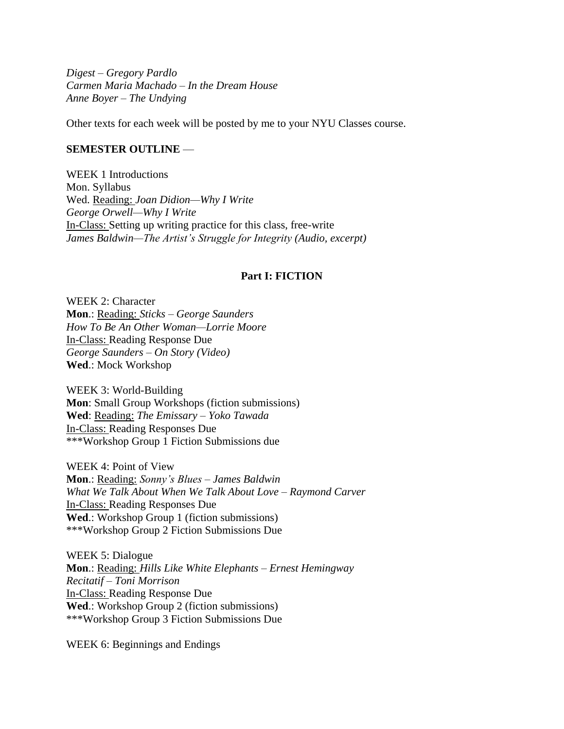*Digest – Gregory Pardlo*
*Carmen Maria Machado – In the Dream House*
*Anne Boyer – The Undying*

Other texts for each week will be posted by me to your NYU Classes course.

**SEMESTER OUTLINE** —

WEEK 1 Introductions
Mon. Syllabus
Wed. Reading: *Joan Didion—Why I Write*
*George Orwell—Why I Write*
In-Class: Setting up writing practice for this class, free-write
*James Baldwin—The Artist's Struggle for Integrity (Audio, excerpt)*

## Part I: FICTION

WEEK 2: Character
**Mon**.: Reading: *Sticks – George Saunders*
*How To Be An Other Woman—Lorrie Moore*
In-Class: Reading Response Due
*George Saunders – On Story (Video)*
**Wed**.: Mock Workshop

WEEK 3: World-Building
**Mon**: Small Group Workshops (fiction submissions)
**Wed**: Reading: *The Emissary – Yoko Tawada*
In-Class: Reading Responses Due
***Workshop Group 1 Fiction Submissions due

WEEK 4: Point of View
**Mon**.: Reading: *Sonny's Blues – James Baldwin*
*What We Talk About When We Talk About Love – Raymond Carver*
In-Class: Reading Responses Due
**Wed**.: Workshop Group 1 (fiction submissions)
***Workshop Group 2 Fiction Submissions Due

WEEK 5: Dialogue
**Mon**.: Reading: *Hills Like White Elephants – Ernest Hemingway*
*Recitatif – Toni Morrison*
In-Class: Reading Response Due
**Wed**.: Workshop Group 2 (fiction submissions)
***Workshop Group 3 Fiction Submissions Due

WEEK 6: Beginnings and Endings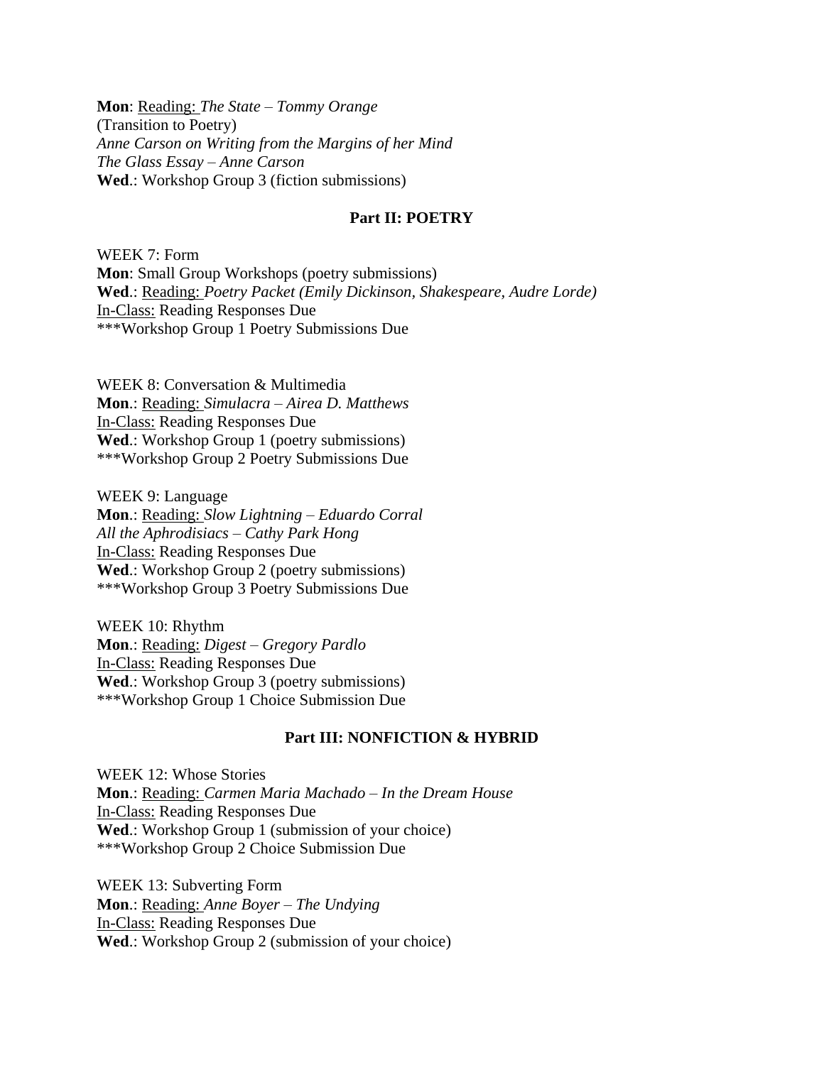**Mon**: Reading: *The State – Tommy Orange*
(Transition to Poetry)
*Anne Carson on Writing from the Margins of her Mind*
*The Glass Essay – Anne Carson*
**Wed**.: Workshop Group 3 (fiction submissions)

## Part II: POETRY

WEEK 7: Form
**Mon**: Small Group Workshops (poetry submissions)
**Wed**.: Reading: *Poetry Packet (Emily Dickinson, Shakespeare, Audre Lorde)*
In-Class: Reading Responses Due
***Workshop Group 1 Poetry Submissions Due

WEEK 8: Conversation & Multimedia
**Mon**.: Reading: *Simulacra – Airea D. Matthews*
In-Class: Reading Responses Due
**Wed**.: Workshop Group 1 (poetry submissions)
***Workshop Group 2 Poetry Submissions Due

WEEK 9: Language
**Mon**.: Reading: *Slow Lightning – Eduardo Corral*
*All the Aphrodisiacs – Cathy Park Hong*
In-Class: Reading Responses Due
**Wed**.: Workshop Group 2 (poetry submissions)
***Workshop Group 3 Poetry Submissions Due

WEEK 10: Rhythm
**Mon**.: Reading: *Digest – Gregory Pardlo*
In-Class: Reading Responses Due
**Wed**.: Workshop Group 3 (poetry submissions)
***Workshop Group 1 Choice Submission Due

## Part III: NONFICTION & HYBRID

WEEK 12: Whose Stories
**Mon**.: Reading: *Carmen Maria Machado – In the Dream House*
In-Class: Reading Responses Due
**Wed**.: Workshop Group 1 (submission of your choice)
***Workshop Group 2 Choice Submission Due

WEEK 13: Subverting Form
**Mon**.: Reading: *Anne Boyer – The Undying*
In-Class: Reading Responses Due
**Wed**.: Workshop Group 2 (submission of your choice)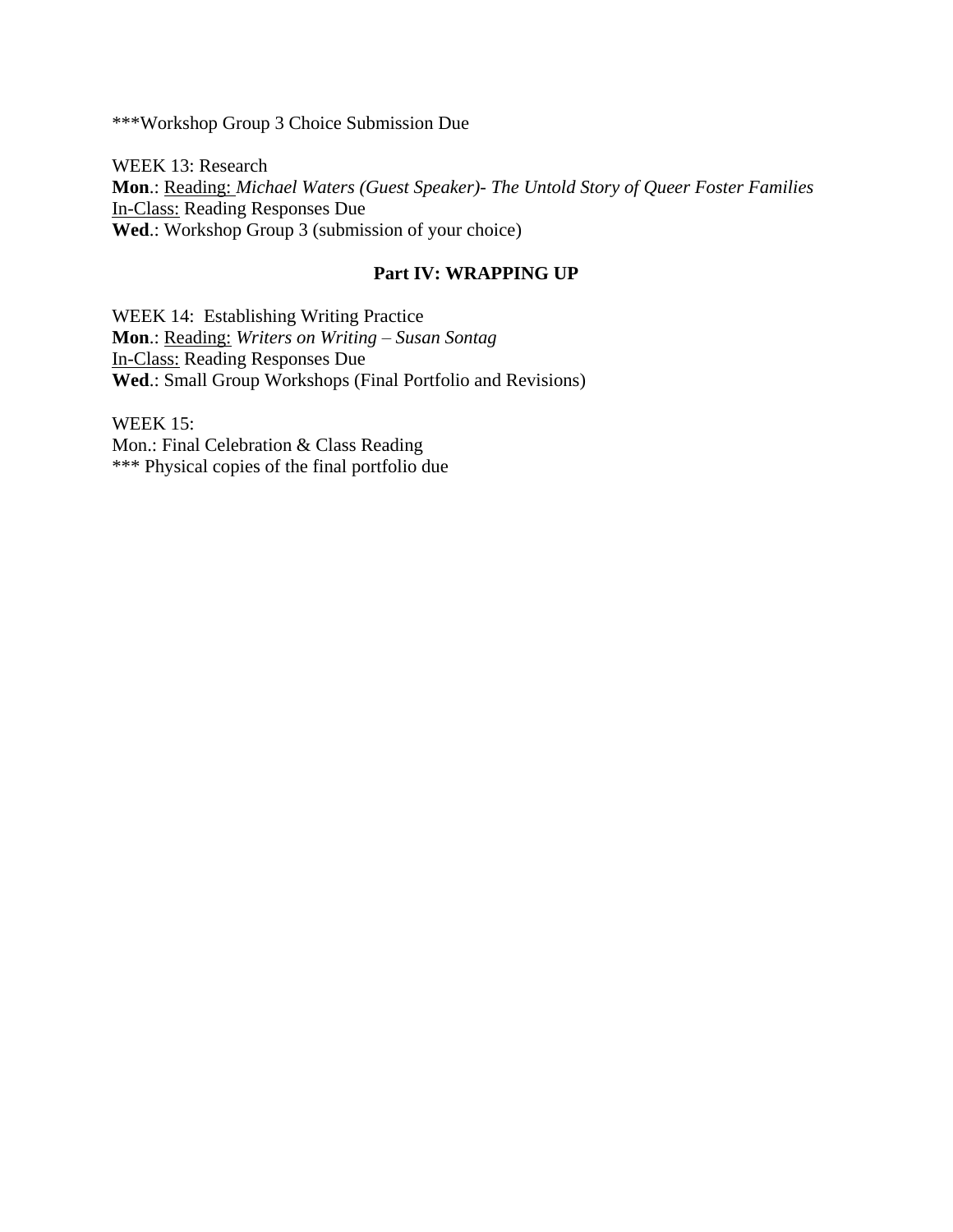***Workshop Group 3 Choice Submission Due

WEEK 13: Research
**Mon**.: Reading: *Michael Waters (Guest Speaker)- The Untold Story of Queer Foster Families*
In-Class: Reading Responses Due
**Wed**.: Workshop Group 3 (submission of your choice)

## Part IV: WRAPPING UP

WEEK 14: Establishing Writing Practice
**Mon**.: Reading: *Writers on Writing – Susan Sontag*
In-Class: Reading Responses Due
**Wed**.: Small Group Workshops (Final Portfolio and Revisions)

WEEK 15:
Mon.: Final Celebration & Class Reading
*** Physical copies of the final portfolio due